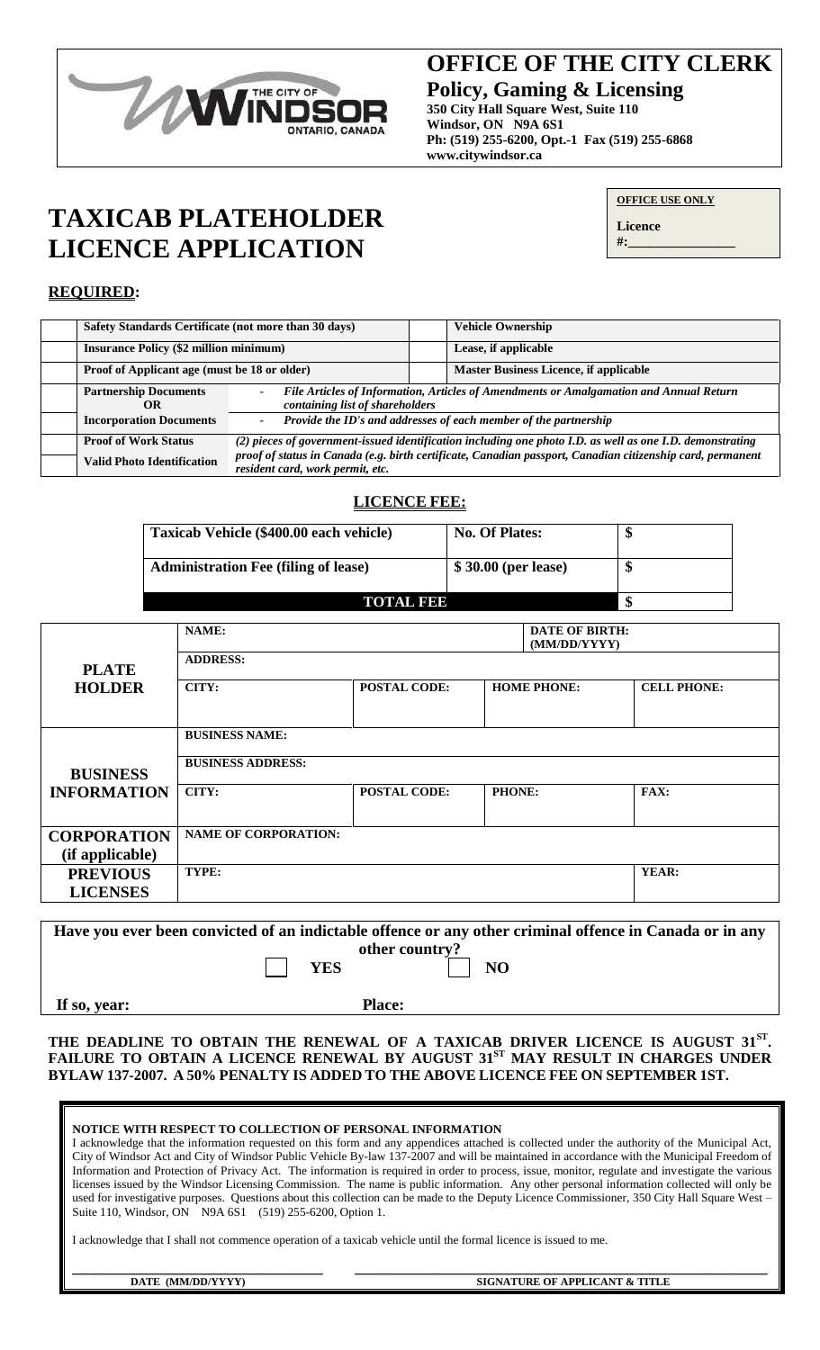# OFFICE OF THE CITY CLERK

**Policy, Gaming & Licensing**

**350 City Hall Square West, Suite 110**
**Windsor, ON N9A 6S1**
**Ph: (519) 255-6200, Opt.-1 Fax (519) 255-6868**
**www.citywindsor.ca**

# TAXICAB PLATEHOLDER LICENCE APPLICATION

| OFFICE USE ONLY |
|---|
| Licence #:\_\_\_\_\_\_\_\_\_\_\_\_\_\_\_ |

## REQUIRED:

| | | | | |
|---|---|---|---|---|
| | Safety Standards Certificate (not more than 30 days) | | | Vehicle Ownership |
| | Insurance Policy ($2 million minimum) | | | Lease, if applicable |
| | Proof of Applicant age (must be 18 or older) | | | Master Business Licence, if applicable |
| | Partnership Documents OR | - *File Articles of Information, Articles of Amendments or Amalgamation and Annual Return containing list of shareholders* | | |
| | Incorporation Documents | - *Provide the ID's and addresses of each member of the partnership* | | |
| | Proof of Work Status | *(2) pieces of government-issued identification including one photo I.D. as well as one I.D. demonstrating proof of status in Canada (e.g. birth certificate, Canadian passport, Canadian citizenship card, permanent resident card, work permit, etc.* | | |
| | Valid Photo Identification | | | |

## LICENCE FEE:

| | | |
|---|---|---|
| Taxicab Vehicle ($400.00 each vehicle) | No. Of Plates: | $ |
| Administration Fee (filing of lease) | $ 30.00 (per lease) | $ |
| **TOTAL FEE** | | $ |

| | | | | |
|---|---|---|---|---|
| **PLATE HOLDER** | NAME: | | DATE OF BIRTH: (MM/DD/YYYY) | |
| | ADDRESS: | | | |
| | CITY: | POSTAL CODE: | HOME PHONE: | CELL PHONE: |
| **BUSINESS INFORMATION** | BUSINESS NAME: | | | |
| | BUSINESS ADDRESS: | | | |
| | CITY: | POSTAL CODE: | PHONE: | FAX: |
| **CORPORATION (if applicable)** | NAME OF CORPORATION: | | | |
| **PREVIOUS LICENSES** | TYPE: | | | YEAR: |

**Have you ever been convicted of an indictable offence or any other criminal offence in Canada or in any other country?**

☐ **YES** ☐ **NO**

**If so, year:** **Place:**

**THE DEADLINE TO OBTAIN THE RENEWAL OF A TAXICAB DRIVER LICENCE IS AUGUST 31ST. FAILURE TO OBTAIN A LICENCE RENEWAL BY AUGUST 31ST MAY RESULT IN CHARGES UNDER BYLAW 137-2007. A 50% PENALTY IS ADDED TO THE ABOVE LICENCE FEE ON SEPTEMBER 1ST.**

**NOTICE WITH RESPECT TO COLLECTION OF PERSONAL INFORMATION**

I acknowledge that the information requested on this form and any appendices attached is collected under the authority of the Municipal Act, City of Windsor Act and City of Windsor Public Vehicle By-law 137-2007 and will be maintained in accordance with the Municipal Freedom of Information and Protection of Privacy Act. The information is required in order to process, issue, monitor, regulate and investigate the various licenses issued by the Windsor Licensing Commission. The name is public information. Any other personal information collected will only be used for investigative purposes. Questions about this collection can be made to the Deputy Licence Commissioner, 350 City Hall Square West – Suite 110, Windsor, ON N9A 6S1 (519) 255-6200, Option 1.

I acknowledge that I shall not commence operation of a taxicab vehicle until the formal licence is issued to me.

\_\_\_\_\_\_\_\_\_\_\_\_\_\_\_\_\_\_\_\_\_\_\_\_\_\_\_\_ \_\_\_\_\_\_\_\_\_\_\_\_\_\_\_\_\_\_\_\_\_\_\_\_\_\_\_\_\_\_\_\_\_\_\_\_

**DATE (MM/DD/YYYY)** **SIGNATURE OF APPLICANT & TITLE**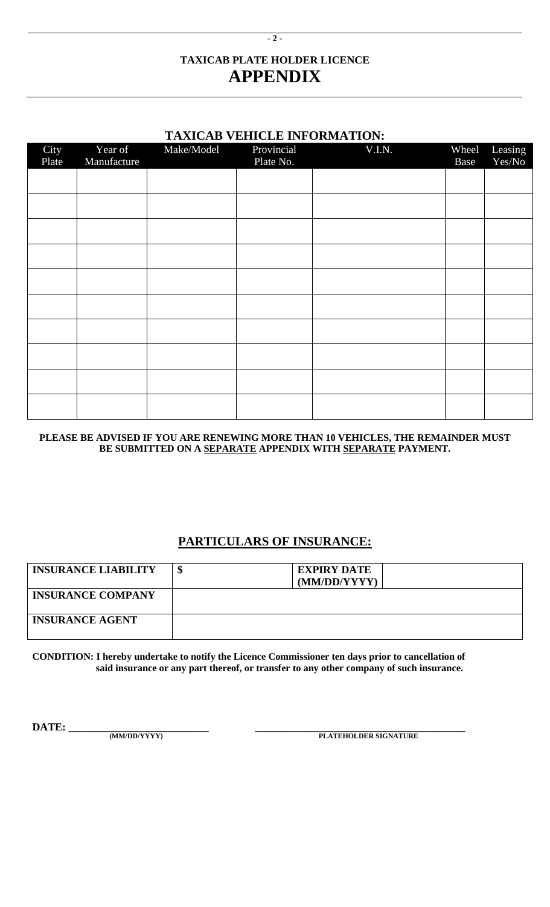**TAXICAB PLATE HOLDER LICENCE**

# APPENDIX

## TAXICAB VEHICLE INFORMATION:

| City Plate | Year of Manufacture | Make/Model | Provincial Plate No. | V.I.N. | Wheel Base | Leasing Yes/No |
|---|---|---|---|---|---|---|
| | | | | | | |
| | | | | | | |
| | | | | | | |
| | | | | | | |
| | | | | | | |
| | | | | | | |
| | | | | | | |
| | | | | | | |
| | | | | | | |
| | | | | | | |

**PLEASE BE ADVISED IF YOU ARE RENEWING MORE THAN 10 VEHICLES, THE REMAINDER MUST BE SUBMITTED ON A SEPARATE APPENDIX WITH SEPARATE PAYMENT.**

## PARTICULARS OF INSURANCE:

| | | | |
|---|---|---|---|
| **INSURANCE LIABILITY** | **$** | **EXPIRY DATE (MM/DD/YYYY)** | |
| **INSURANCE COMPANY** | | | |
| **INSURANCE AGENT** | | | |

**CONDITION: I hereby undertake to notify the Licence Commissioner ten days prior to cancellation of said insurance or any part thereof, or transfer to any other company of such insurance.**

**DATE:** ___________________________
**(MM/DD/YYYY)**

____________________________________________
**PLATEHOLDER SIGNATURE**